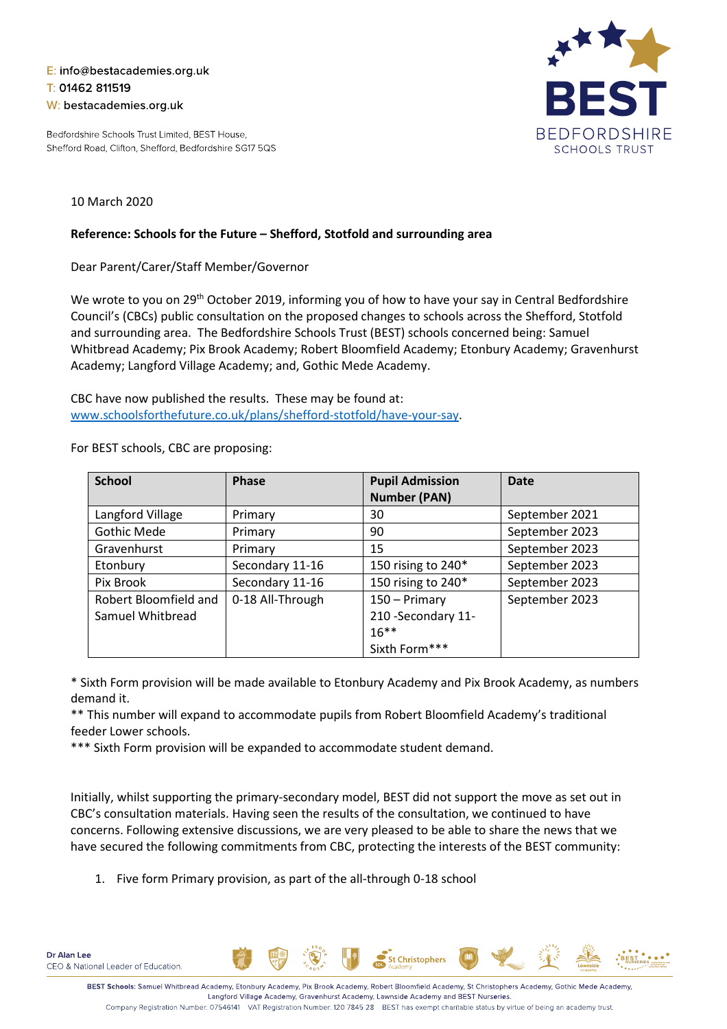E: info@bestacademies.org.uk
T: 01462 811519
W: bestacademies.org.uk

Bedfordshire Schools Trust Limited, BEST House, Shefford Road, Clifton, Shefford, Bedfordshire SG17 5QS

10 March 2020

**Reference: Schools for the Future – Shefford, Stotfold and surrounding area**

Dear Parent/Carer/Staff Member/Governor

We wrote to you on 29th October 2019, informing you of how to have your say in Central Bedfordshire Council's (CBCs) public consultation on the proposed changes to schools across the Shefford, Stotfold and surrounding area. The Bedfordshire Schools Trust (BEST) schools concerned being: Samuel Whitbread Academy; Pix Brook Academy; Robert Bloomfield Academy; Etonbury Academy; Gravenhurst Academy; Langford Village Academy; and, Gothic Mede Academy.

CBC have now published the results. These may be found at: www.schoolsforthefuture.co.uk/plans/shefford-stotfold/have-your-say.

For BEST schools, CBC are proposing:

| School | Phase | Pupil Admission Number (PAN) | Date |
|---|---|---|---|
| Langford Village | Primary | 30 | September 2021 |
| Gothic Mede | Primary | 90 | September 2023 |
| Gravenhurst | Primary | 15 | September 2023 |
| Etonbury | Secondary 11-16 | 150 rising to 240* | September 2023 |
| Pix Brook | Secondary 11-16 | 150 rising to 240* | September 2023 |
| Robert Bloomfield and Samuel Whitbread | 0-18 All-Through | 150 – Primary<br>210 -Secondary 11-16**<br>Sixth Form*** | September 2023 |

* Sixth Form provision will be made available to Etonbury Academy and Pix Brook Academy, as numbers demand it.
** This number will expand to accommodate pupils from Robert Bloomfield Academy's traditional feeder Lower schools.
*** Sixth Form provision will be expanded to accommodate student demand.

Initially, whilst supporting the primary-secondary model, BEST did not support the move as set out in CBC's consultation materials. Having seen the results of the consultation, we continued to have concerns. Following extensive discussions, we are very pleased to be able to share the news that we have secured the following commitments from CBC, protecting the interests of the BEST community:

1. Five form Primary provision, as part of the all-through 0-18 school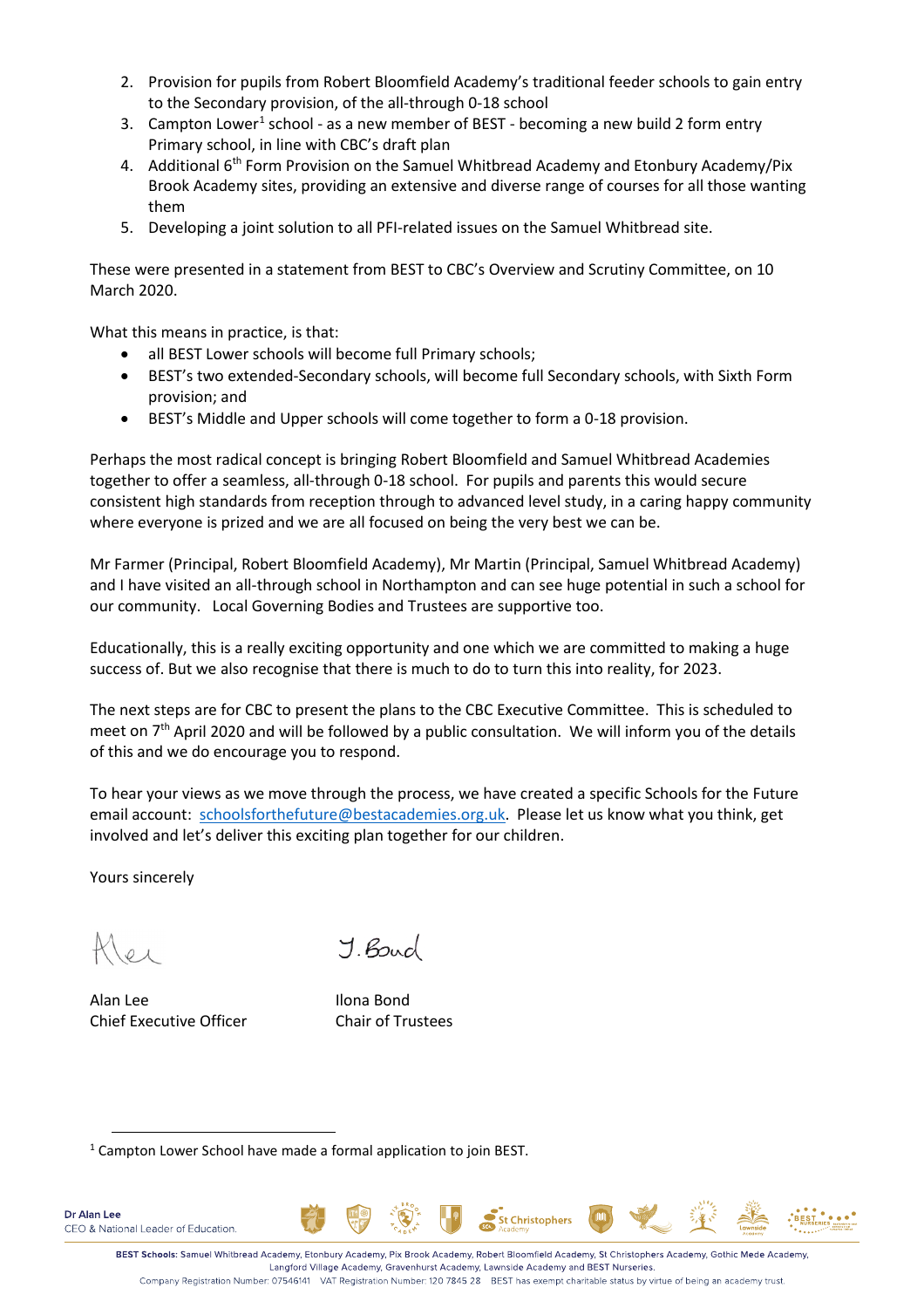2. Provision for pupils from Robert Bloomfield Academy's traditional feeder schools to gain entry to the Secondary provision, of the all-through 0-18 school
3. Campton Lower[1] school - as a new member of BEST - becoming a new build 2 form entry Primary school, in line with CBC's draft plan
4. Additional 6th Form Provision on the Samuel Whitbread Academy and Etonbury Academy/Pix Brook Academy sites, providing an extensive and diverse range of courses for all those wanting them
5. Developing a joint solution to all PFI-related issues on the Samuel Whitbread site.

These were presented in a statement from BEST to CBC's Overview and Scrutiny Committee, on 10 March 2020.

What this means in practice, is that:

- all BEST Lower schools will become full Primary schools;
- BEST's two extended-Secondary schools, will become full Secondary schools, with Sixth Form provision; and
- BEST's Middle and Upper schools will come together to form a 0-18 provision.

Perhaps the most radical concept is bringing Robert Bloomfield and Samuel Whitbread Academies together to offer a seamless, all-through 0-18 school. For pupils and parents this would secure consistent high standards from reception through to advanced level study, in a caring happy community where everyone is prized and we are all focused on being the very best we can be.

Mr Farmer (Principal, Robert Bloomfield Academy), Mr Martin (Principal, Samuel Whitbread Academy) and I have visited an all-through school in Northampton and can see huge potential in such a school for our community. Local Governing Bodies and Trustees are supportive too.

Educationally, this is a really exciting opportunity and one which we are committed to making a huge success of. But we also recognise that there is much to do to turn this into reality, for 2023.

The next steps are for CBC to present the plans to the CBC Executive Committee. This is scheduled to meet on 7th April 2020 and will be followed by a public consultation. We will inform you of the details of this and we do encourage you to respond.

To hear your views as we move through the process, we have created a specific Schools for the Future email account: schoolsforthefuture@bestacademies.org.uk. Please let us know what you think, get involved and let's deliver this exciting plan together for our children.

Yours sincerely

Alan Lee
Chief Executive Officer

Ilona Bond
Chair of Trustees

[1] Campton Lower School have made a formal application to join BEST.

Dr Alan Lee
CEO & National Leader of Education

**BEST Schools:** Samuel Whitbread Academy, Etonbury Academy, Pix Brook Academy, Robert Bloomfield Academy, St Christophers Academy, Gothic Mede Academy, Langford Village Academy, Gravenhurst Academy, Lawnside Academy and BEST Nurseries.

Company Registration Number: 07546141 VAT Registration Number: 120 7845 28 BEST has exempt charitable status by virtue of being an academy trust.